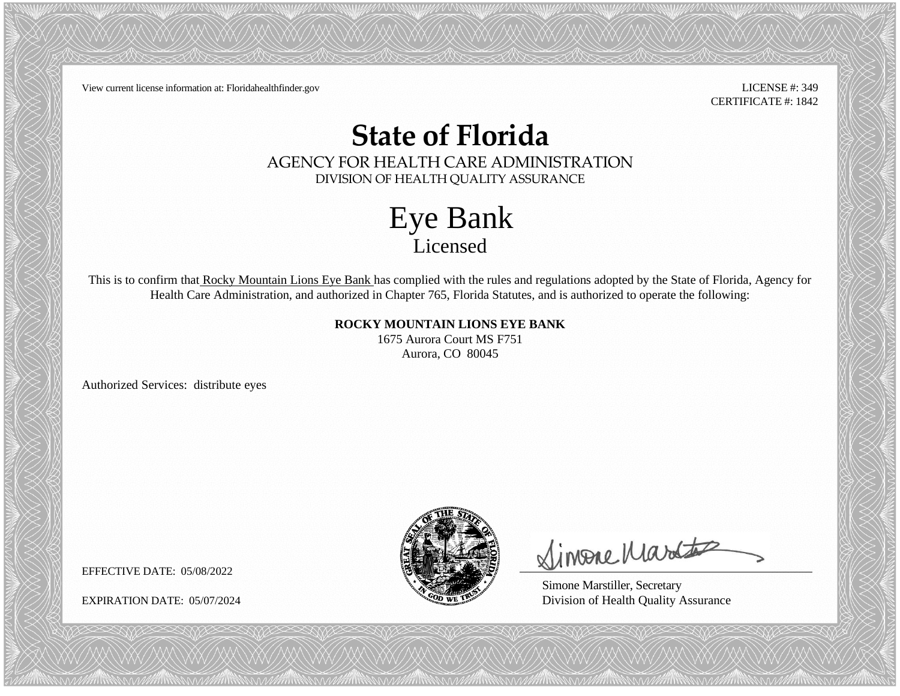View current license information at: Floridahealthfinder.gov

LICENSE #: 349
CERTIFICATE #: 1842

# State of Florida

AGENCY FOR HEALTH CARE ADMINISTRATION
DIVISION OF HEALTH QUALITY ASSURANCE

## Eye Bank

Licensed

This is to confirm that Rocky Mountain Lions Eye Bank has complied with the rules and regulations adopted by the State of Florida, Agency for Health Care Administration, and authorized in Chapter 765, Florida Statutes, and is authorized to operate the following:

**ROCKY MOUNTAIN LIONS EYE BANK**
1675 Aurora Court MS F751
Aurora, CO 80045

Authorized Services: distribute eyes

EFFECTIVE DATE: 05/08/2022

EXPIRATION DATE: 05/07/2024

Simone Marstiller, Secretary
Division of Health Quality Assurance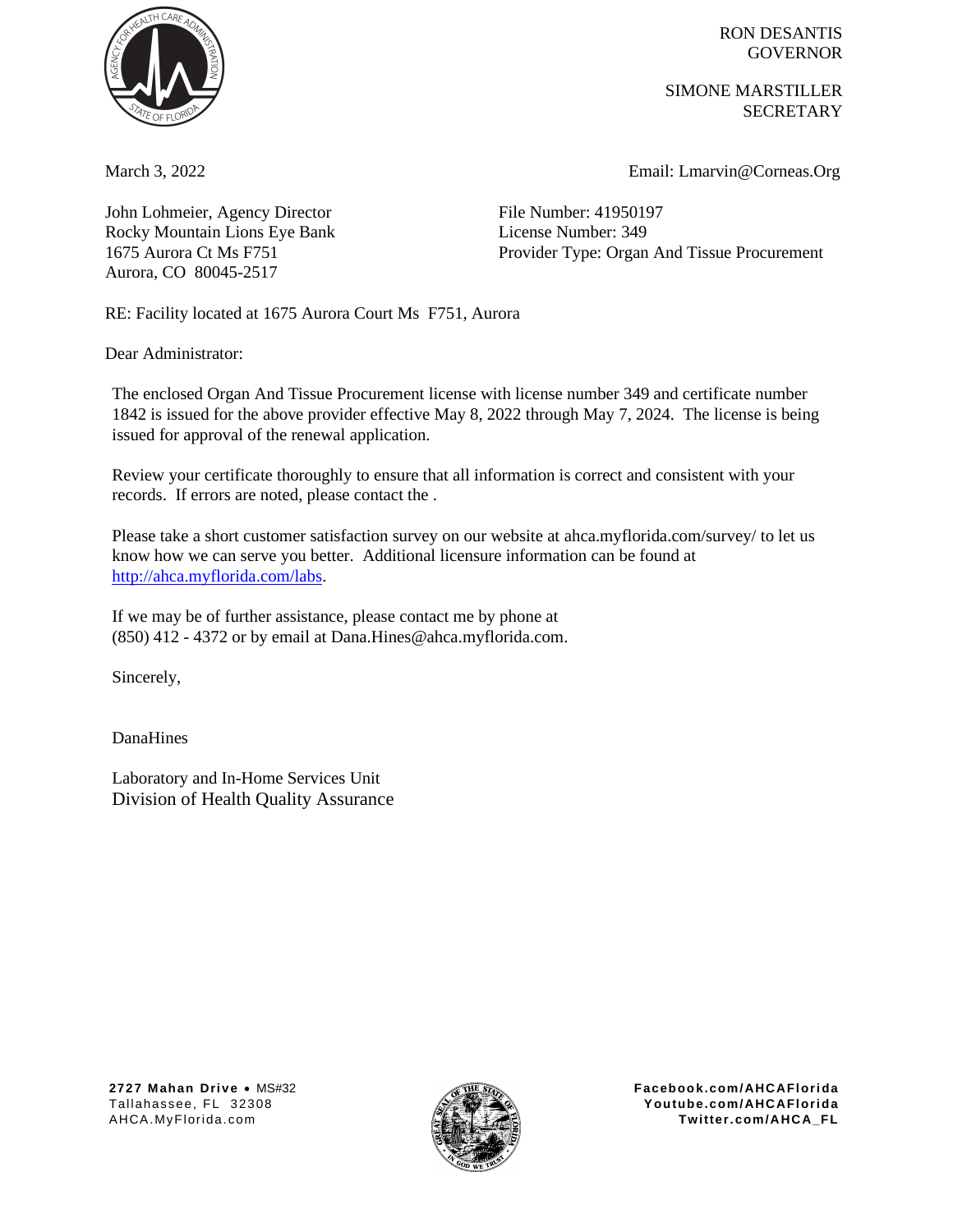RON DESANTIS
GOVERNOR

SIMONE MARSTILLER
SECRETARY

March 3, 2022

Email: Lmarvin@Corneas.Org

John Lohmeier, Agency Director
Rocky Mountain Lions Eye Bank
1675 Aurora Ct Ms F751
Aurora, CO 80045-2517

File Number: 41950197
License Number: 349
Provider Type: Organ And Tissue Procurement

RE: Facility located at 1675 Aurora Court Ms F751, Aurora

Dear Administrator:

The enclosed Organ And Tissue Procurement license with license number 349 and certificate number 1842 is issued for the above provider effective May 8, 2022 through May 7, 2024. The license is being issued for approval of the renewal application.

Review your certificate thoroughly to ensure that all information is correct and consistent with your records. If errors are noted, please contact the .

Please take a short customer satisfaction survey on our website at ahca.myflorida.com/survey/ to let us know how we can serve you better. Additional licensure information can be found at http://ahca.myflorida.com/labs.

If we may be of further assistance, please contact me by phone at (850) 412 - 4372 or by email at Dana.Hines@ahca.myflorida.com.

Sincerely,

DanaHines

Laboratory and In-Home Services Unit
Division of Health Quality Assurance

**2727 Mahan Drive** • MS#32
Tallahassee, FL 32308
AHCA.MyFlorida.com

**Facebook.com/AHCAFlorida**
**Youtube.com/AHCAFlorida**
**Twitter.com/AHCA_FL**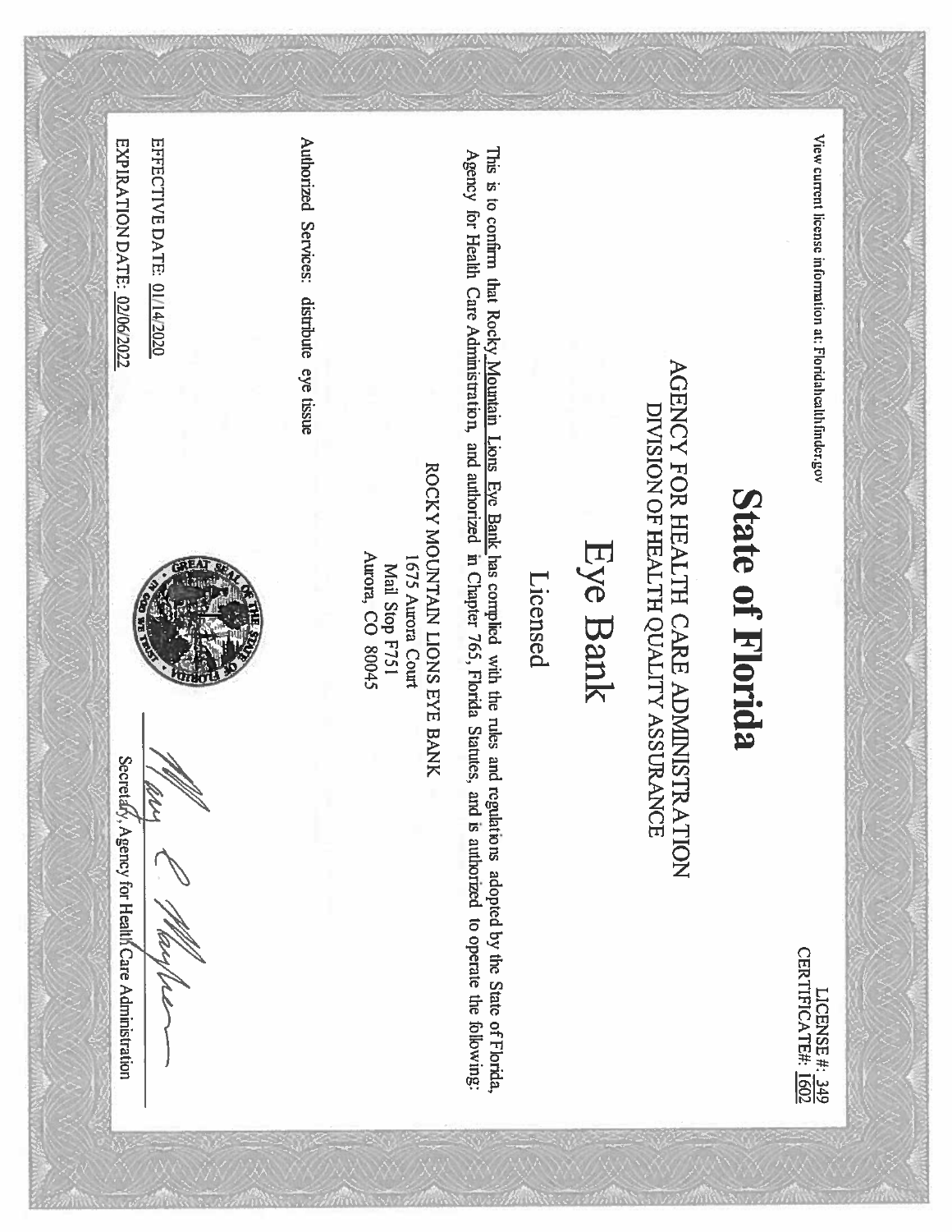LICENSE #: 349
CERTIFICATE#: 1602

# State of Florida

## AGENCY FOR HEALTH CARE ADMINISTRATION

### DIVISION OF HEALTH QUALITY ASSURANCE

# Eye Bank

## Licensed

This is to confirm that Rocky Mountain Lions Eye Bank has complied with the rules and regulations adopted by the State of Florida, Agency for Health Care Administration, and authorized in Chapter 765, Florida Statutes, and is authorized to operate the following:

ROCKY MOUNTAIN LIONS EYE BANK
1675 Aurora Court
Mail Stop F751
Aurora, CO 80045

Authorized Services: distribute eye tissue

EFFECTIVE DATE: 01/14/2020

EXPIRATION DATE: 02/06/2022

Secretary, Agency for Health Care Administration

View current license information at: Floridahealthfinder.gov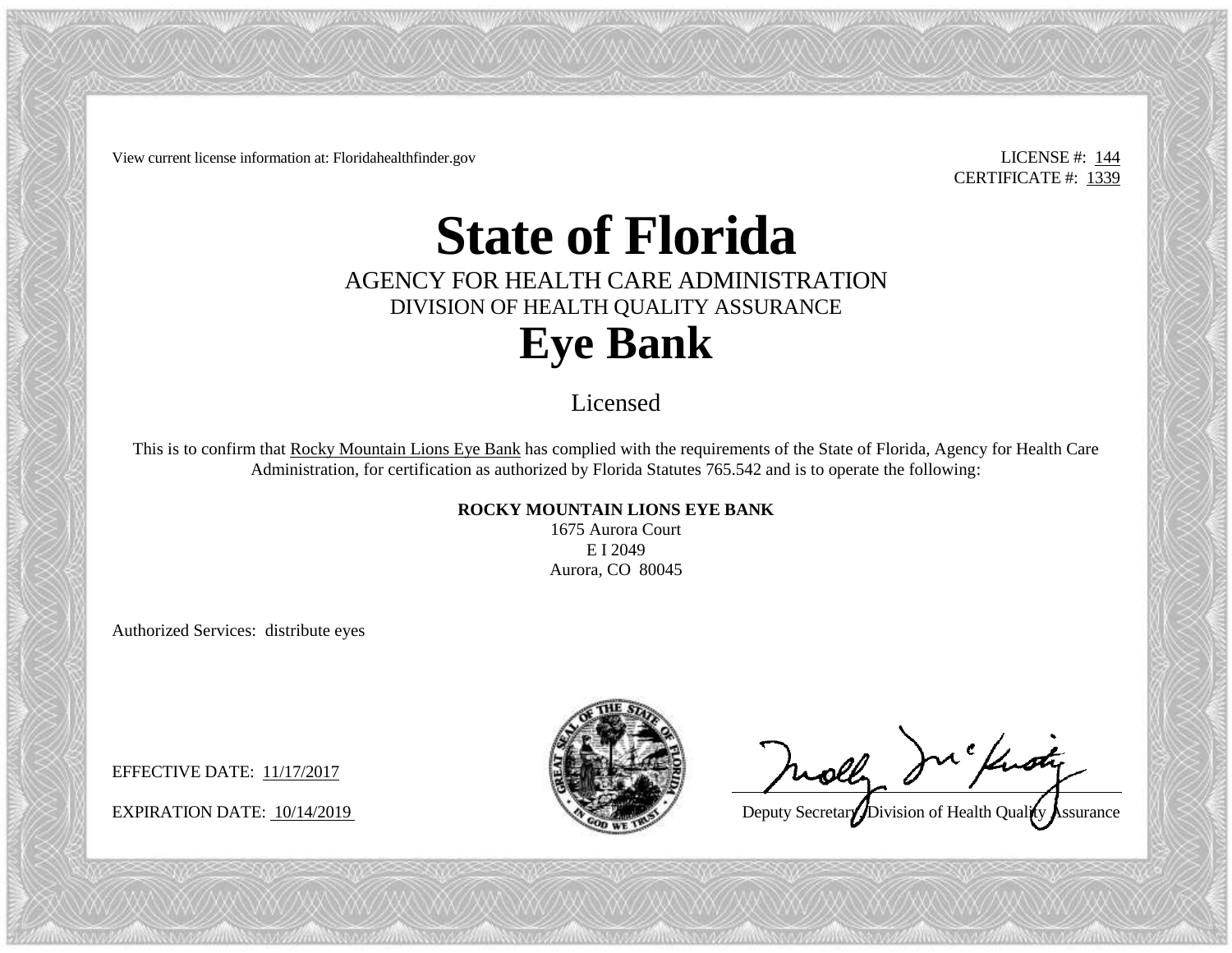View current license information at: Floridahealthfinder.gov

LICENSE #: 144
CERTIFICATE #: 1339

# State of Florida

AGENCY FOR HEALTH CARE ADMINISTRATION

DIVISION OF HEALTH QUALITY ASSURANCE

## Eye Bank

Licensed

This is to confirm that Rocky Mountain Lions Eye Bank has complied with the requirements of the State of Florida, Agency for Health Care Administration, for certification as authorized by Florida Statutes 765.542 and is to operate the following:

**ROCKY MOUNTAIN LIONS EYE BANK**
1675 Aurora Court
E I 2049
Aurora, CO 80045

Authorized Services: distribute eyes

EFFECTIVE DATE: 11/17/2017

EXPIRATION DATE: 10/14/2019

Deputy Secretary, Division of Health Quality Assurance